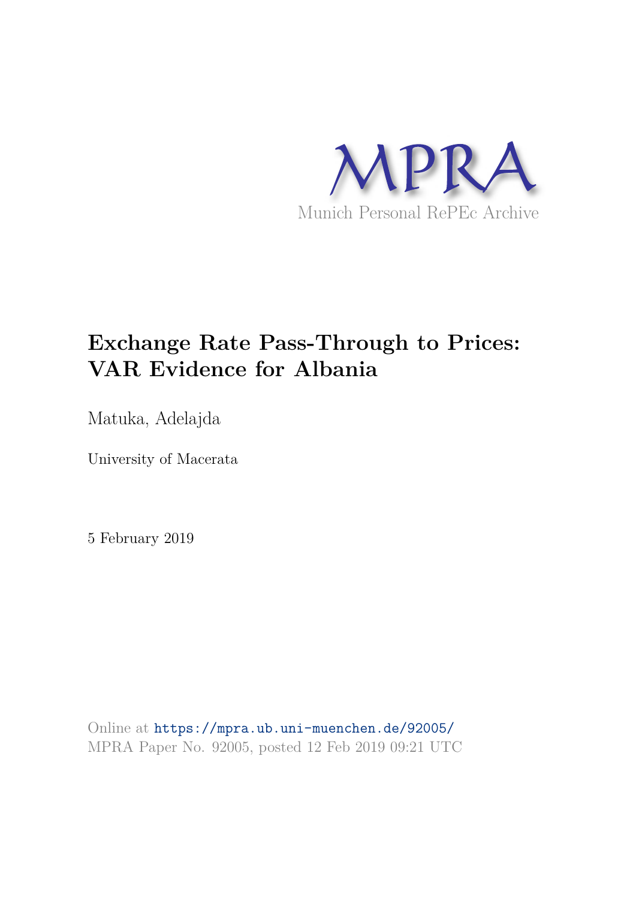MPRA

Munich Personal RePEc Archive

# Exchange Rate Pass-Through to Prices: VAR Evidence for Albania

Matuka, Adelajda

University of Macerata

5 February 2019

Online at https://mpra.ub.uni-muenchen.de/92005/
MPRA Paper No. 92005, posted 12 Feb 2019 09:21 UTC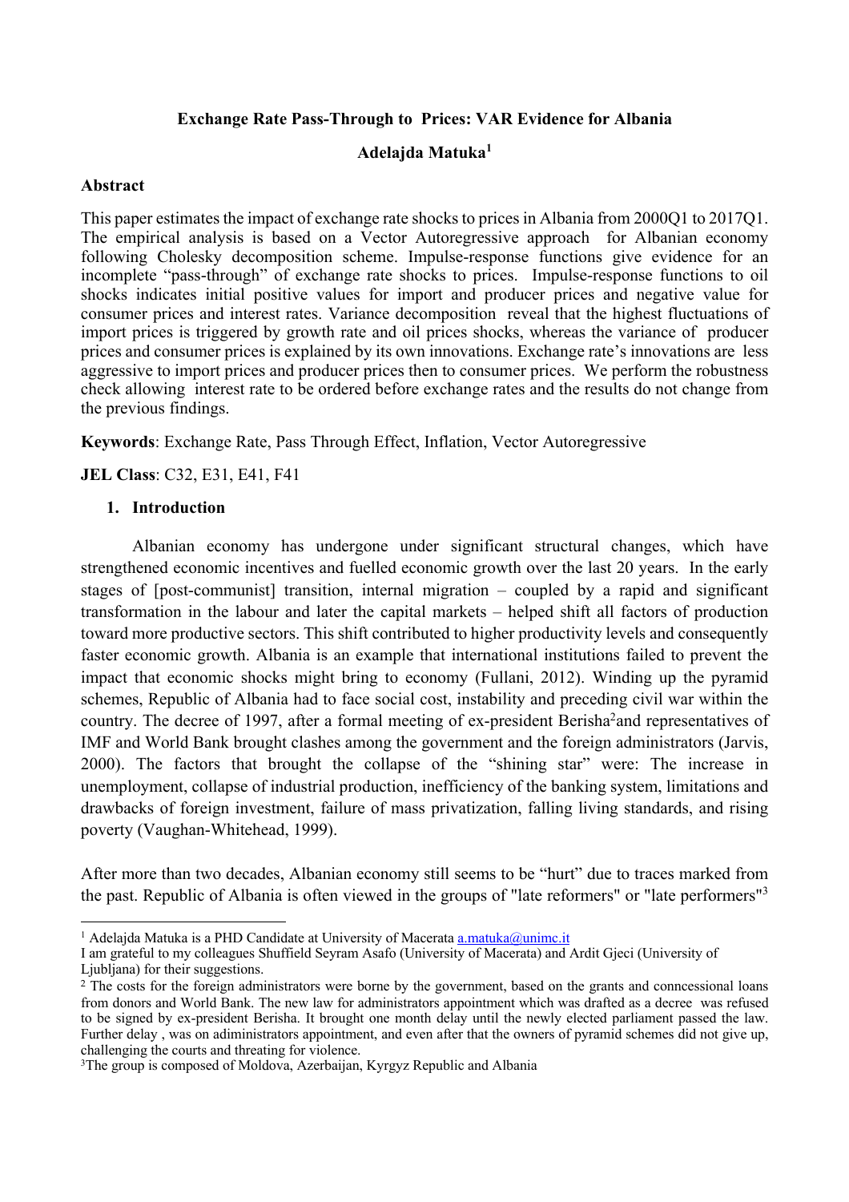**Exchange Rate Pass-Through to Prices: VAR Evidence for Albania**

**Adelajda Matuka[1]**

**Abstract**

This paper estimates the impact of exchange rate shocks to prices in Albania from 2000Q1 to 2017Q1. The empirical analysis is based on a Vector Autoregressive approach for Albanian economy following Cholesky decomposition scheme. Impulse-response functions give evidence for an incomplete "pass-through" of exchange rate shocks to prices. Impulse-response functions to oil shocks indicates initial positive values for import and producer prices and negative value for consumer prices and interest rates. Variance decomposition reveal that the highest fluctuations of import prices is triggered by growth rate and oil prices shocks, whereas the variance of producer prices and consumer prices is explained by its own innovations. Exchange rate's innovations are less aggressive to import prices and producer prices then to consumer prices. We perform the robustness check allowing interest rate to be ordered before exchange rates and the results do not change from the previous findings.

**Keywords**: Exchange Rate, Pass Through Effect, Inflation, Vector Autoregressive

**JEL Class**: C32, E31, E41, F41

## 1. Introduction

Albanian economy has undergone under significant structural changes, which have strengthened economic incentives and fuelled economic growth over the last 20 years. In the early stages of [post-communist] transition, internal migration – coupled by a rapid and significant transformation in the labour and later the capital markets – helped shift all factors of production toward more productive sectors. This shift contributed to higher productivity levels and consequently faster economic growth. Albania is an example that international institutions failed to prevent the impact that economic shocks might bring to economy (Fullani, 2012). Winding up the pyramid schemes, Republic of Albania had to face social cost, instability and preceding civil war within the country. The decree of 1997, after a formal meeting of ex-president Berisha[2] and representatives of IMF and World Bank brought clashes among the government and the foreign administrators (Jarvis, 2000). The factors that brought the collapse of the "shining star" were: The increase in unemployment, collapse of industrial production, inefficiency of the banking system, limitations and drawbacks of foreign investment, failure of mass privatization, falling living standards, and rising poverty (Vaughan-Whitehead, 1999).

After more than two decades, Albanian economy still seems to be "hurt" due to traces marked from the past. Republic of Albania is often viewed in the groups of "late reformers" or "late performers"[3]

---

[1] Adelajda Matuka is a PHD Candidate at University of Macerata a.matuka@unimc.it
I am grateful to my colleagues Shuffield Seyram Asafo (University of Macerata) and Ardit Gjeci (University of Ljubljana) for their suggestions.

[2] The costs for the foreign administrators were borne by the government, based on the grants and conncessional loans from donors and World Bank. The new law for administrators appointment which was drafted as a decree was refused to be signed by ex-president Berisha. It brought one month delay until the newly elected parliament passed the law. Further delay , was on adiministrators appointment, and even after that the owners of pyramid schemes did not give up, challenging the courts and threating for violence.

[3] The group is composed of Moldova, Azerbaijan, Kyrgyz Republic and Albania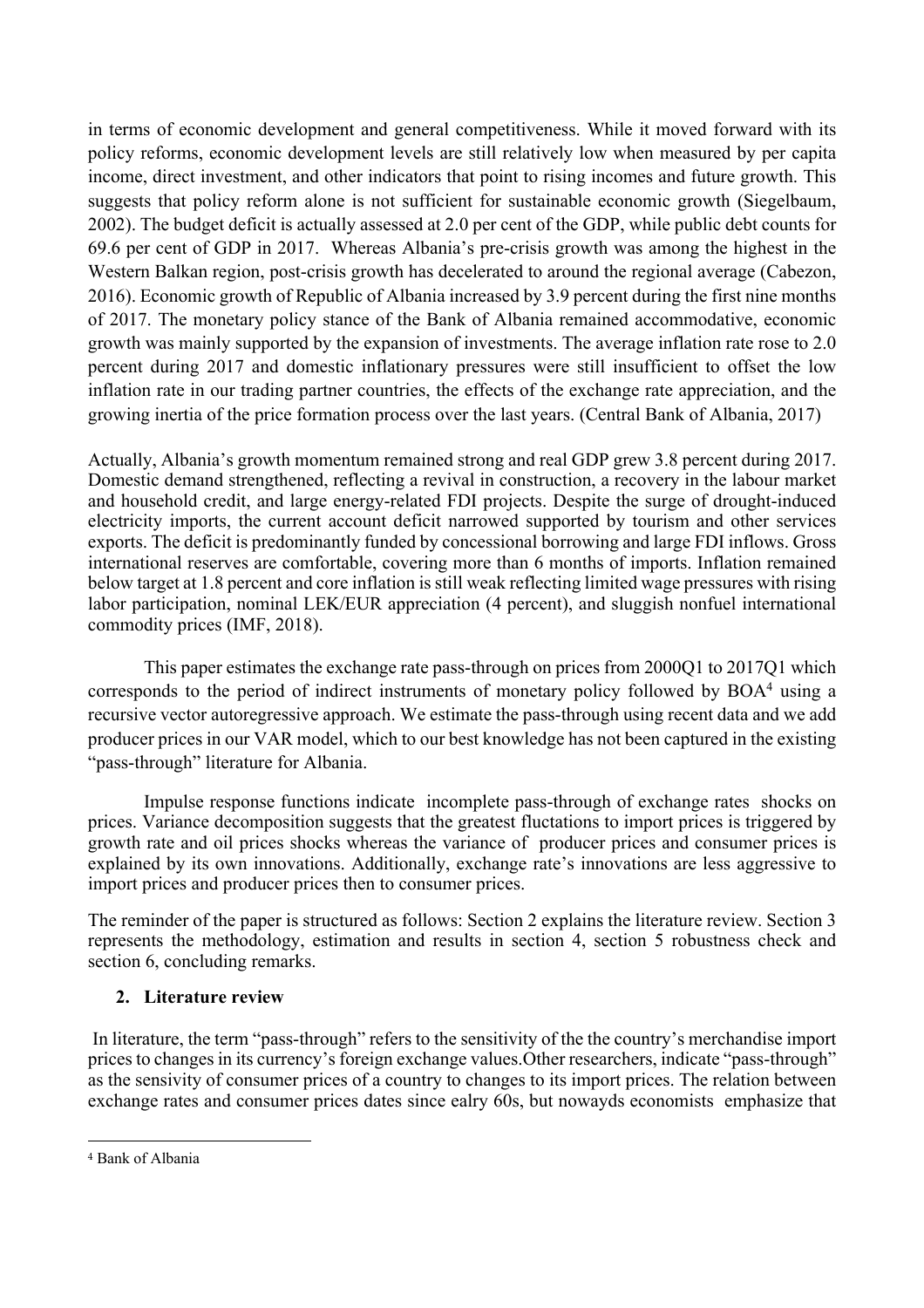in terms of economic development and general competitiveness. While it moved forward with its policy reforms, economic development levels are still relatively low when measured by per capita income, direct investment, and other indicators that point to rising incomes and future growth. This suggests that policy reform alone is not sufficient for sustainable economic growth (Siegelbaum, 2002). The budget deficit is actually assessed at 2.0 per cent of the GDP, while public debt counts for 69.6 per cent of GDP in 2017. Whereas Albania's pre-crisis growth was among the highest in the Western Balkan region, post-crisis growth has decelerated to around the regional average (Cabezon, 2016). Economic growth of Republic of Albania increased by 3.9 percent during the first nine months of 2017. The monetary policy stance of the Bank of Albania remained accommodative, economic growth was mainly supported by the expansion of investments. The average inflation rate rose to 2.0 percent during 2017 and domestic inflationary pressures were still insufficient to offset the low inflation rate in our trading partner countries, the effects of the exchange rate appreciation, and the growing inertia of the price formation process over the last years. (Central Bank of Albania, 2017)

Actually, Albania's growth momentum remained strong and real GDP grew 3.8 percent during 2017. Domestic demand strengthened, reflecting a revival in construction, a recovery in the labour market and household credit, and large energy-related FDI projects. Despite the surge of drought-induced electricity imports, the current account deficit narrowed supported by tourism and other services exports. The deficit is predominantly funded by concessional borrowing and large FDI inflows. Gross international reserves are comfortable, covering more than 6 months of imports. Inflation remained below target at 1.8 percent and core inflation is still weak reflecting limited wage pressures with rising labor participation, nominal LEK/EUR appreciation (4 percent), and sluggish nonfuel international commodity prices (IMF, 2018).

This paper estimates the exchange rate pass-through on prices from 2000Q1 to 2017Q1 which corresponds to the period of indirect instruments of monetary policy followed by BOA[4] using a recursive vector autoregressive approach. We estimate the pass-through using recent data and we add producer prices in our VAR model, which to our best knowledge has not been captured in the existing "pass-through" literature for Albania.

Impulse response functions indicate incomplete pass-through of exchange rates shocks on prices. Variance decomposition suggests that the greatest fluctations to import prices is triggered by growth rate and oil prices shocks whereas the variance of producer prices and consumer prices is explained by its own innovations. Additionally, exchange rate's innovations are less aggressive to import prices and producer prices then to consumer prices.

The reminder of the paper is structured as follows: Section 2 explains the literature review. Section 3 represents the methodology, estimation and results in section 4, section 5 robustness check and section 6, concluding remarks.

## 2. Literature review

In literature, the term "pass-through" refers to the sensitivity of the the country's merchandise import prices to changes in its currency's foreign exchange values.Other researchers, indicate "pass-through" as the sensivity of consumer prices of a country to changes to its import prices. The relation between exchange rates and consumer prices dates since ealry 60s, but nowayds economists emphasize that

[4] Bank of Albania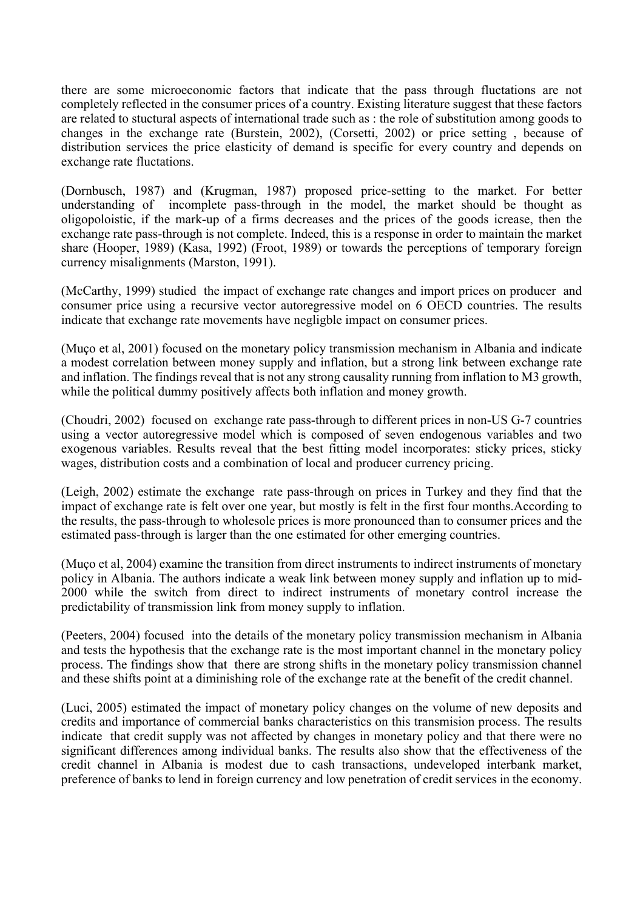there are some microeconomic factors that indicate that the pass through fluctations are not completely reflected in the consumer prices of a country. Existing literature suggest that these factors are related to stuctural aspects of international trade such as : the role of substitution among goods to changes in the exchange rate (Burstein, 2002), (Corsetti, 2002) or price setting , because of distribution services the price elasticity of demand is specific for every country and depends on exchange rate fluctations.

(Dornbusch, 1987) and (Krugman, 1987) proposed price-setting to the market. For better understanding of incomplete pass-through in the model, the market should be thought as oligopoloistic, if the mark-up of a firms decreases and the prices of the goods icrease, then the exchange rate pass-through is not complete. Indeed, this is a response in order to maintain the market share (Hooper, 1989) (Kasa, 1992) (Froot, 1989) or towards the perceptions of temporary foreign currency misalignments (Marston, 1991).

(McCarthy, 1999) studied the impact of exchange rate changes and import prices on producer and consumer price using a recursive vector autoregressive model on 6 OECD countries. The results indicate that exchange rate movements have negligble impact on consumer prices.

(Muço et al, 2001) focused on the monetary policy transmission mechanism in Albania and indicate a modest correlation between money supply and inflation, but a strong link between exchange rate and inflation. The findings reveal that is not any strong causality running from inflation to M3 growth, while the political dummy positively affects both inflation and money growth.

(Choudri, 2002) focused on exchange rate pass-through to different prices in non-US G-7 countries using a vector autoregressive model which is composed of seven endogenous variables and two exogenous variables. Results reveal that the best fitting model incorporates: sticky prices, sticky wages, distribution costs and a combination of local and producer currency pricing.

(Leigh, 2002) estimate the exchange rate pass-through on prices in Turkey and they find that the impact of exchange rate is felt over one year, but mostly is felt in the first four months.According to the results, the pass-through to wholesole prices is more pronounced than to consumer prices and the estimated pass-through is larger than the one estimated for other emerging countries.

(Muço et al, 2004) examine the transition from direct instruments to indirect instruments of monetary policy in Albania. The authors indicate a weak link between money supply and inflation up to mid-2000 while the switch from direct to indirect instruments of monetary control increase the predictability of transmission link from money supply to inflation.

(Peeters, 2004) focused into the details of the monetary policy transmission mechanism in Albania and tests the hypothesis that the exchange rate is the most important channel in the monetary policy process. The findings show that there are strong shifts in the monetary policy transmission channel and these shifts point at a diminishing role of the exchange rate at the benefit of the credit channel.

(Luci, 2005) estimated the impact of monetary policy changes on the volume of new deposits and credits and importance of commercial banks characteristics on this transmision process. The results indicate that credit supply was not affected by changes in monetary policy and that there were no significant differences among individual banks. The results also show that the effectiveness of the credit channel in Albania is modest due to cash transactions, undeveloped interbank market, preference of banks to lend in foreign currency and low penetration of credit services in the economy.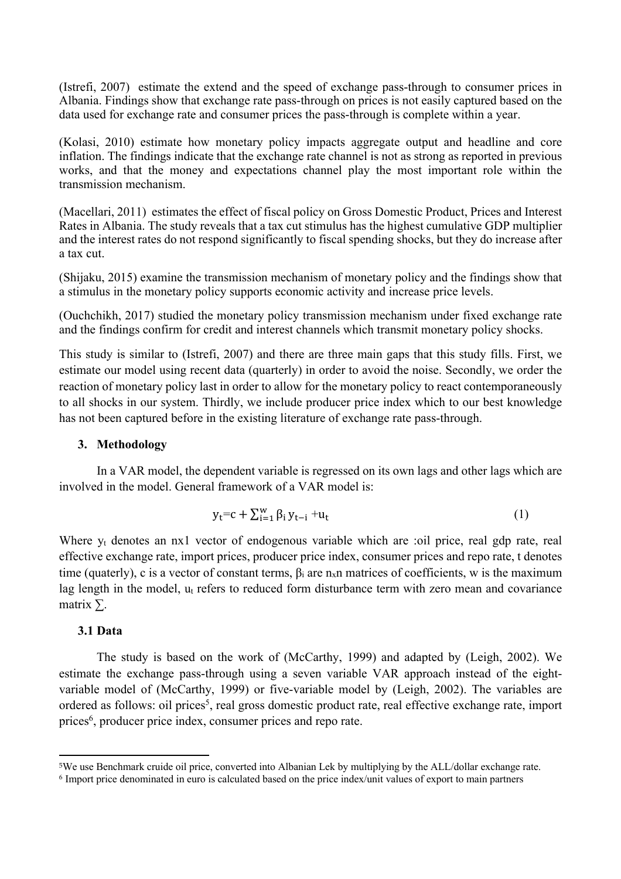(Istrefi, 2007) estimate the extend and the speed of exchange pass-through to consumer prices in Albania. Findings show that exchange rate pass-through on prices is not easily captured based on the data used for exchange rate and consumer prices the pass-through is complete within a year.

(Kolasi, 2010) estimate how monetary policy impacts aggregate output and headline and core inflation. The findings indicate that the exchange rate channel is not as strong as reported in previous works, and that the money and expectations channel play the most important role within the transmission mechanism.

(Macellari, 2011) estimates the effect of fiscal policy on Gross Domestic Product, Prices and Interest Rates in Albania. The study reveals that a tax cut stimulus has the highest cumulative GDP multiplier and the interest rates do not respond significantly to fiscal spending shocks, but they do increase after a tax cut.

(Shijaku, 2015) examine the transmission mechanism of monetary policy and the findings show that a stimulus in the monetary policy supports economic activity and increase price levels.

(Ouchchikh, 2017) studied the monetary policy transmission mechanism under fixed exchange rate and the findings confirm for credit and interest channels which transmit monetary policy shocks.

This study is similar to (Istrefi, 2007) and there are three main gaps that this study fills. First, we estimate our model using recent data (quarterly) in order to avoid the noise. Secondly, we order the reaction of monetary policy last in order to allow for the monetary policy to react contemporaneously to all shocks in our system. Thirdly, we include producer price index which to our best knowledge has not been captured before in the existing literature of exchange rate pass-through.

## 3. Methodology

In a VAR model, the dependent variable is regressed on its own lags and other lags which are involved in the model. General framework of a VAR model is:

$$y_t = c + \sum_{i=1}^{w} \beta_i \, y_{t-i} + u_t \tag{1}$$

Where $y_t$ denotes an nx1 vector of endogenous variable which are :oil price, real gdp rate, real effective exchange rate, import prices, producer price index, consumer prices and repo rate, t denotes time (quaterly), c is a vector of constant terms, $\beta_i$ are $n_x n$ matrices of coefficients, w is the maximum lag length in the model, $u_t$ refers to reduced form disturbance term with zero mean and covariance matrix $\sum$.

### 3.1 Data

The study is based on the work of (McCarthy, 1999) and adapted by (Leigh, 2002). We estimate the exchange pass-through using a seven variable VAR approach instead of the eight-variable model of (McCarthy, 1999) or five-variable model by (Leigh, 2002). The variables are ordered as follows: oil prices[5], real gross domestic product rate, real effective exchange rate, import prices[6], producer price index, consumer prices and repo rate.

---

[5]We use Benchmark cruide oil price, converted into Albanian Lek by multiplying by the ALL/dollar exchange rate.

[6] Import price denominated in euro is calculated based on the price index/unit values of export to main partners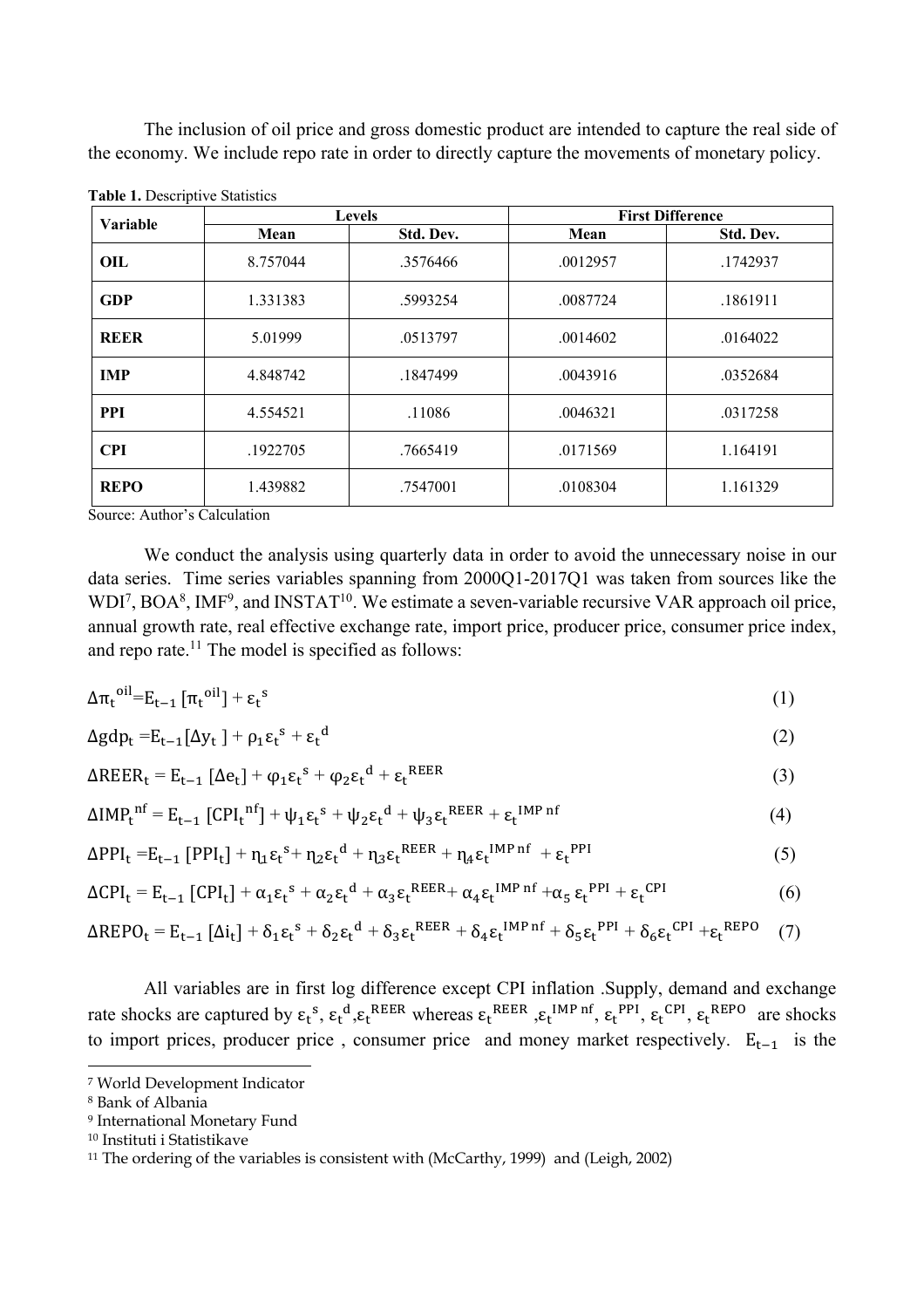The inclusion of oil price and gross domestic product are intended to capture the real side of the economy. We include repo rate in order to directly capture the movements of monetary policy.

**Table 1.** Descriptive Statistics

| Variable | Levels | | First Difference | |
|---|---|---|---|---|
| | Mean | Std. Dev. | Mean | Std. Dev. |
| **OIL** | 8.757044 | .3576466 | .0012957 | .1742937 |
| **GDP** | 1.331383 | .5993254 | .0087724 | .1861911 |
| **REER** | 5.01999 | .0513797 | .0014602 | .0164022 |
| **IMP** | 4.848742 | .1847499 | .0043916 | .0352684 |
| **PPI** | 4.554521 | .11086 | .0046321 | .0317258 |
| **CPI** | .1922705 | .7665419 | .0171569 | 1.164191 |
| **REPO** | 1.439882 | .7547001 | .0108304 | 1.161329 |

Source: Author's Calculation

We conduct the analysis using quarterly data in order to avoid the unnecessary noise in our data series. Time series variables spanning from 2000Q1-2017Q1 was taken from sources like the WDI[7], BOA[8], IMF[9], and INSTAT[10]. We estimate a seven-variable recursive VAR approach oil price, annual growth rate, real effective exchange rate, import price, producer price, consumer price index, and repo rate.[11] The model is specified as follows:

$$\Delta\pi_t^{oil} = E_{t-1}[\pi_t^{oil}] + \varepsilon_t^{s} \tag{1}$$

$$\Delta gdp_t = E_{t-1}[\Delta y_t] + \rho_1\varepsilon_t^{s} + \varepsilon_t^{d} \tag{2}$$

$$\Delta REER_t = E_{t-1}[\Delta e_t] + \varphi_1\varepsilon_t^{s} + \varphi_2\varepsilon_t^{d} + \varepsilon_t^{REER} \tag{3}$$

$$\Delta IMP_t^{nf} = E_{t-1}[CPI_t^{nf}] + \psi_1\varepsilon_t^{s} + \psi_2\varepsilon_t^{d} + \psi_3\varepsilon_t^{REER} + \varepsilon_t^{IMP\,nf} \tag{4}$$

$$\Delta PPI_t = E_{t-1}[PPI_t] + \eta_1\varepsilon_t^{s} + \eta_2\varepsilon_t^{d} + \eta_3\varepsilon_t^{REER} + \eta_4\varepsilon_t^{IMP\,nf} + \varepsilon_t^{PPI} \tag{5}$$

$$\Delta CPI_t = E_{t-1}[CPI_t] + \alpha_1\varepsilon_t^{s} + \alpha_2\varepsilon_t^{d} + \alpha_3\varepsilon_t^{REER} + \alpha_4\varepsilon_t^{IMP\,nf} + \alpha_5\varepsilon_t^{PPI} + \varepsilon_t^{CPI} \tag{6}$$

$$\Delta REPO_t = E_{t-1}[\Delta i_t] + \delta_1\varepsilon_t^{s} + \delta_2\varepsilon_t^{d} + \delta_3\varepsilon_t^{REER} + \delta_4\varepsilon_t^{IMP\,nf} + \delta_5\varepsilon_t^{PPI} + \delta_6\varepsilon_t^{CPI} + \varepsilon_t^{REPO} \tag{7}$$

All variables are in first log difference except CPI inflation .Supply, demand and exchange rate shocks are captured by $\varepsilon_t^{s}$, $\varepsilon_t^{d}$, $\varepsilon_t^{REER}$ whereas $\varepsilon_t^{REER}$, $\varepsilon_t^{IMP\,nf}$, $\varepsilon_t^{PPI}$, $\varepsilon_t^{CPI}$, $\varepsilon_t^{REPO}$ are shocks to import prices, producer price , consumer price and money market respectively. $E_{t-1}$ is the

[7] World Development Indicator

[8] Bank of Albania

[9] International Monetary Fund

[10] Instituti i Statistikave

[11] The ordering of the variables is consistent with (McCarthy, 1999) and (Leigh, 2002)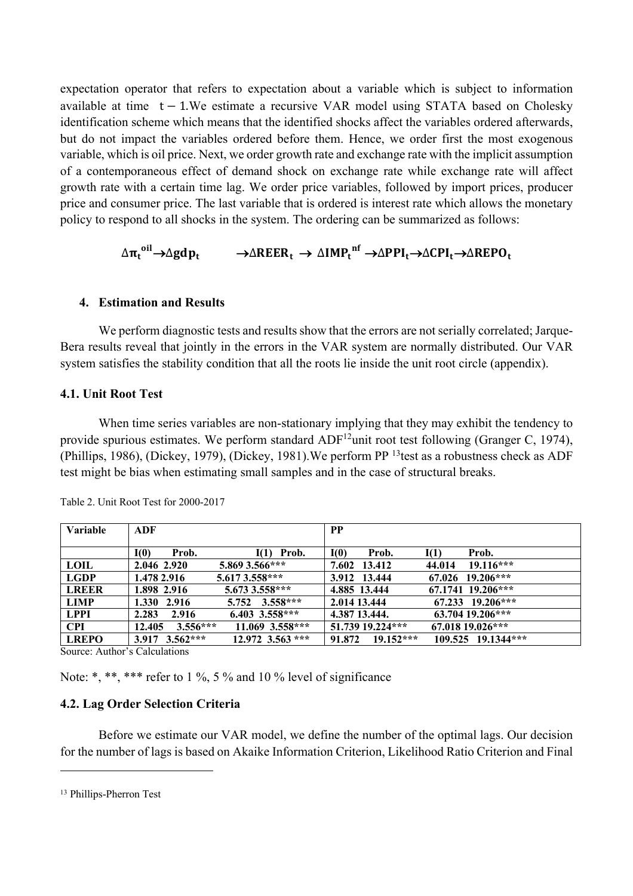expectation operator that refers to expectation about a variable which is subject to information available at time $t-1$.We estimate a recursive VAR model using STATA based on Cholesky identification scheme which means that the identified shocks affect the variables ordered afterwards, but do not impact the variables ordered before them. Hence, we order first the most exogenous variable, which is oil price. Next, we order growth rate and exchange rate with the implicit assumption of a contemporaneous effect of demand shock on exchange rate while exchange rate will affect growth rate with a certain time lag. We order price variables, followed by import prices, producer price and consumer price. The last variable that is ordered is interest rate which allows the monetary policy to respond to all shocks in the system. The ordering can be summarized as follows:

$$\Delta\boldsymbol{\pi}_t^{\mathbf{oil}} \rightarrow \Delta\mathbf{gdp}_t \quad \rightarrow \Delta\mathbf{REER}_t \rightarrow \Delta\mathbf{IMP}_t^{\mathbf{nf}} \rightarrow \Delta\mathbf{PPI}_t \rightarrow \Delta\mathbf{CPI}_t \rightarrow \Delta\mathbf{REPO}_t$$

## 4. Estimation and Results

We perform diagnostic tests and results show that the errors are not serially correlated; Jarque-Bera results reveal that jointly in the errors in the VAR system are normally distributed. Our VAR system satisfies the stability condition that all the roots lie inside the unit root circle (appendix).

### 4.1. Unit Root Test

When time series variables are non-stationary implying that they may exhibit the tendency to provide spurious estimates. We perform standard ADF[12]unit root test following (Granger C, 1974), (Phillips, 1986), (Dickey, 1979), (Dickey, 1981).We perform PP [13]test as a robustness check as ADF test might be bias when estimating small samples and in the case of structural breaks.

Table 2. Unit Root Test for 2000-2017

| Variable | ADF | | | | PP | | | |
|---|---|---|---|---|---|---|---|---|
| | I(0) | Prob. | I(1) | Prob. | I(0) | Prob. | I(1) | Prob. |
| LOIL | 2.046 | 2.920 | 5.869 | 3.566*** | 7.602 | 13.412 | 44.014 | 19.116*** |
| LGDP | 1.478 | 2.916 | 5.617 | 3.558*** | 3.912 | 13.444 | 67.026 | 19.206*** |
| LREER | 1.898 | 2.916 | 5.673 | 3.558*** | 4.885 | 13.444 | 67.1741 | 19.206*** |
| LIMP | 1.330 | 2.916 | 5.752 | 3.558*** | 2.014 | 13.444 | 67.233 | 19.206*** |
| LPPI | 2.283 | 2.916 | 6.403 | 3.558*** | 4.387 | 13.444. | 63.704 | 19.206*** |
| CPI | 12.405 | 3.556*** | 11.069 | 3.558*** | 51.739 | 19.224*** | 67.018 | 19.026*** |
| LREPO | 3.917 | 3.562*** | 12.972 | 3.563 *** | 91.872 | 19.152*** | 109.525 | 19.1344*** |

Source: Author's Calculations

Note: *, **, *** refer to 1 %, 5 % and 10 % level of significance

### 4.2. Lag Order Selection Criteria

Before we estimate our VAR model, we define the number of the optimal lags. Our decision for the number of lags is based on Akaike Information Criterion, Likelihood Ratio Criterion and Final

[13] Phillips-Pherron Test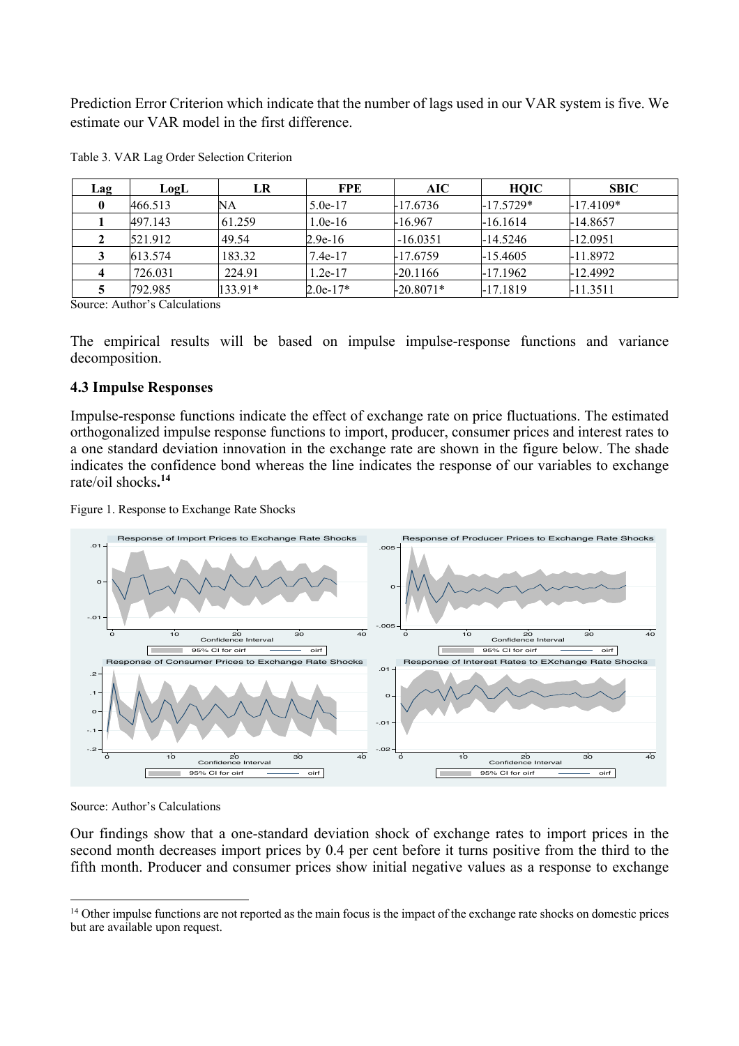Prediction Error Criterion which indicate that the number of lags used in our VAR system is five. We estimate our VAR model in the first difference.

Table 3. VAR Lag Order Selection Criterion

| Lag | LogL | LR | FPE | AIC | HQIC | SBIC |
|---|---|---|---|---|---|---|
| 0 | 466.513 | NA | 5.0e-17 | -17.6736 | -17.5729* | -17.4109* |
| 1 | 497.143 | 61.259 | 1.0e-16 | -16.967 | -16.1614 | -14.8657 |
| 2 | 521.912 | 49.54 | 2.9e-16 | -16.0351 | -14.5246 | -12.0951 |
| 3 | 613.574 | 183.32 | 7.4e-17 | -17.6759 | -15.4605 | -11.8972 |
| 4 | 726.031 | 224.91 | 1.2e-17 | -20.1166 | -17.1962 | -12.4992 |
| 5 | 792.985 | 133.91* | 2.0e-17* | -20.8071* | -17.1819 | -11.3511 |

Source: Author's Calculations

The empirical results will be based on impulse impulse-response functions and variance decomposition.

### 4.3 Impulse Responses

Impulse-response functions indicate the effect of exchange rate on price fluctuations. The estimated orthogonalized impulse response functions to import, producer, consumer prices and interest rates to a one standard deviation innovation in the exchange rate are shown in the figure below. The shade indicates the confidence bond whereas the line indicates the response of our variables to exchange rate/oil shocks.[14]

Figure 1. Response to Exchange Rate Shocks

Source: Author's Calculations

Our findings show that a one-standard deviation shock of exchange rates to import prices in the second month decreases import prices by 0.4 per cent before it turns positive from the third to the fifth month. Producer and consumer prices show initial negative values as a response to exchange

---

[14] Other impulse functions are not reported as the main focus is the impact of the exchange rate shocks on domestic prices but are available upon request.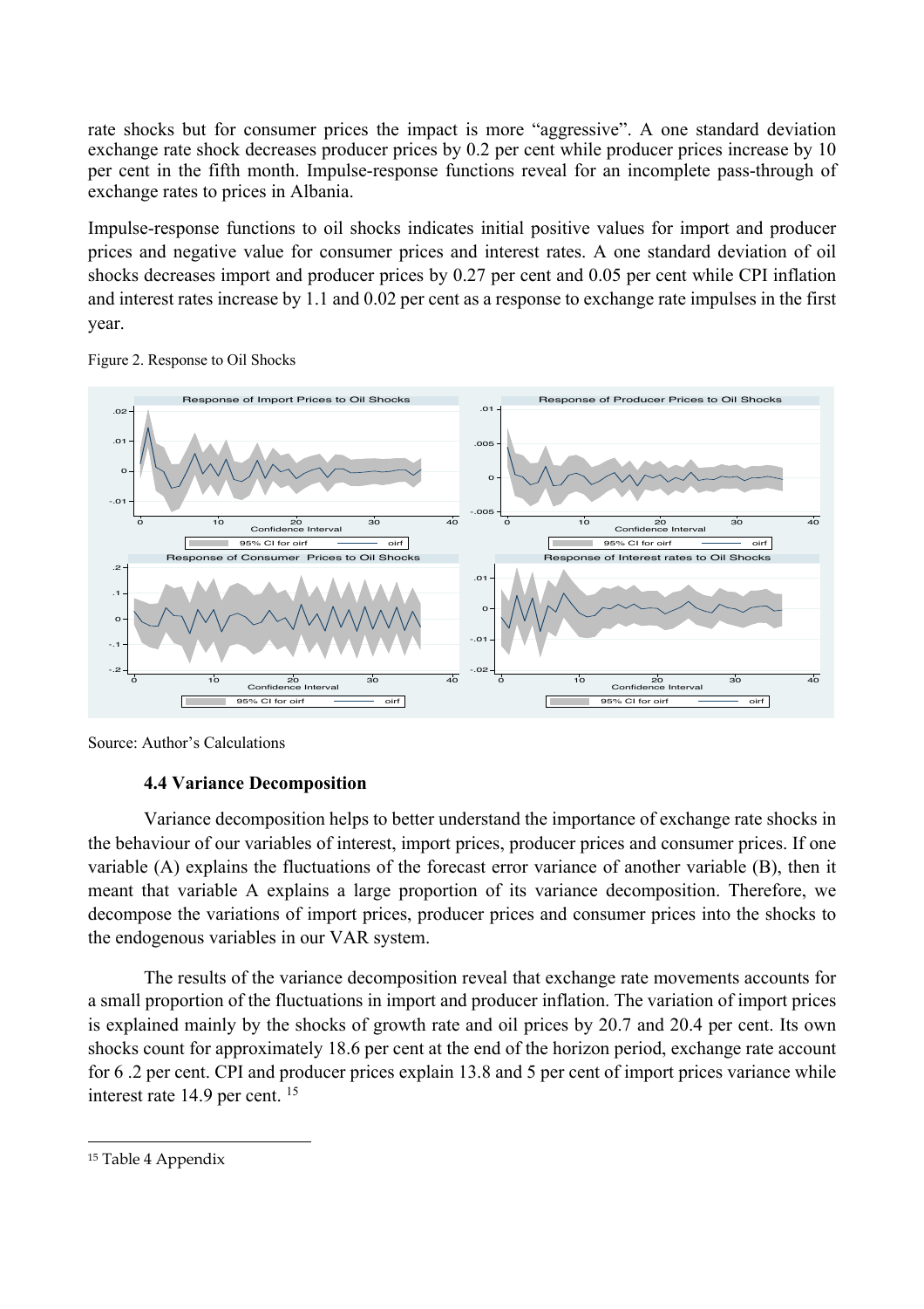rate shocks but for consumer prices the impact is more "aggressive". A one standard deviation exchange rate shock decreases producer prices by 0.2 per cent while producer prices increase by 10 per cent in the fifth month. Impulse-response functions reveal for an incomplete pass-through of exchange rates to prices in Albania.

Impulse-response functions to oil shocks indicates initial positive values for import and producer prices and negative value for consumer prices and interest rates. A one standard deviation of oil shocks decreases import and producer prices by 0.27 per cent and 0.05 per cent while CPI inflation and interest rates increase by 1.1 and 0.02 per cent as a response to exchange rate impulses in the first year.

Figure 2. Response to Oil Shocks

Source: Author's Calculations

### 4.4 Variance Decomposition

Variance decomposition helps to better understand the importance of exchange rate shocks in the behaviour of our variables of interest, import prices, producer prices and consumer prices. If one variable (A) explains the fluctuations of the forecast error variance of another variable (B), then it meant that variable A explains a large proportion of its variance decomposition. Therefore, we decompose the variations of import prices, producer prices and consumer prices into the shocks to the endogenous variables in our VAR system.

The results of the variance decomposition reveal that exchange rate movements accounts for a small proportion of the fluctuations in import and producer inflation. The variation of import prices is explained mainly by the shocks of growth rate and oil prices by 20.7 and 20.4 per cent. Its own shocks count for approximately 18.6 per cent at the end of the horizon period, exchange rate account for 6 .2 per cent. CPI and producer prices explain 13.8 and 5 per cent of import prices variance while interest rate 14.9 per cent. [15]

[15] Table 4 Appendix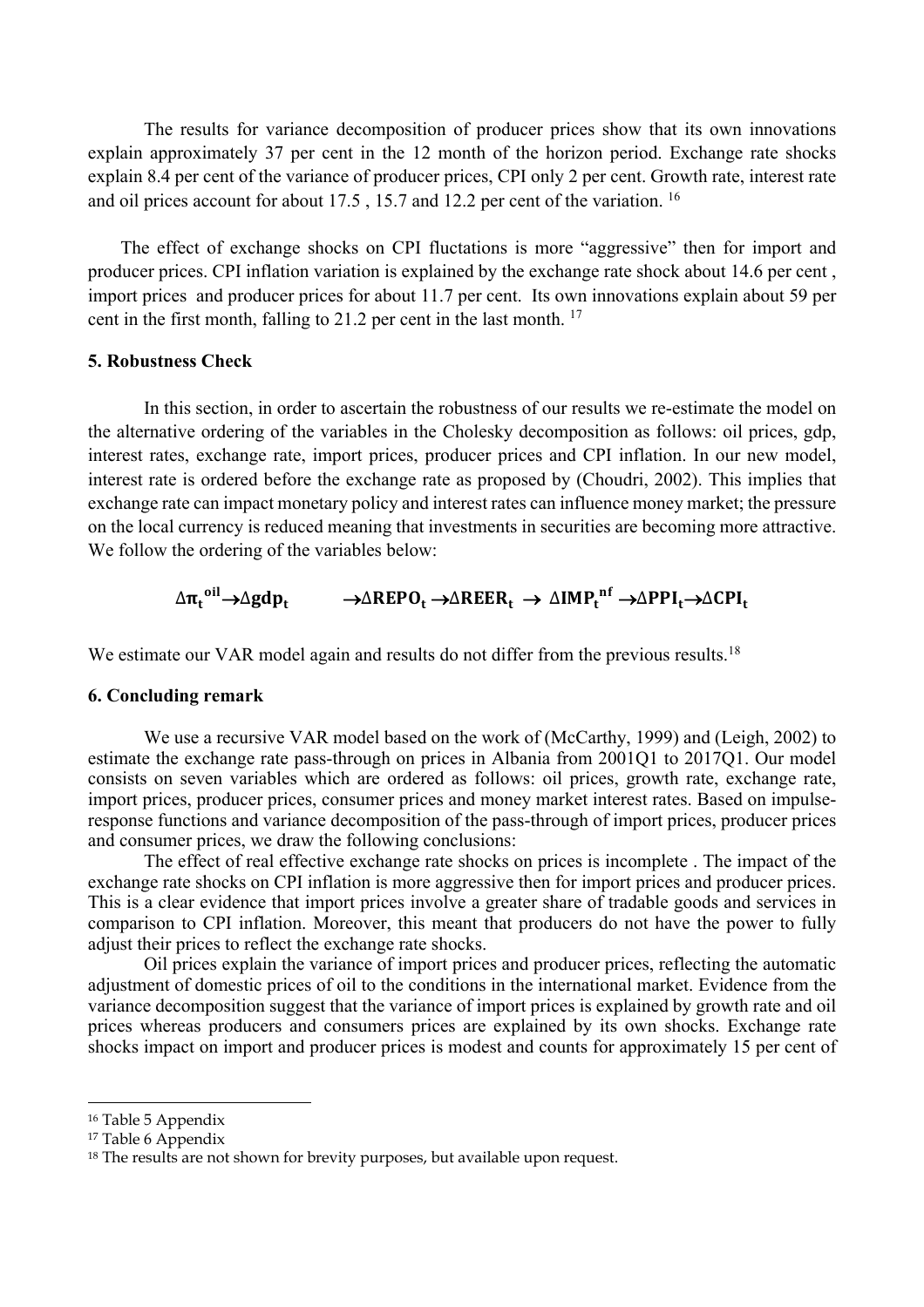The results for variance decomposition of producer prices show that its own innovations explain approximately 37 per cent in the 12 month of the horizon period. Exchange rate shocks explain 8.4 per cent of the variance of producer prices, CPI only 2 per cent. Growth rate, interest rate and oil prices account for about 17.5 , 15.7 and 12.2 per cent of the variation. [16]

The effect of exchange shocks on CPI fluctations is more "aggressive" then for import and producer prices. CPI inflation variation is explained by the exchange rate shock about 14.6 per cent , import prices and producer prices for about 11.7 per cent. Its own innovations explain about 59 per cent in the first month, falling to 21.2 per cent in the last month. [17]

## 5. Robustness Check

In this section, in order to ascertain the robustness of our results we re-estimate the model on the alternative ordering of the variables in the Cholesky decomposition as follows: oil prices, gdp, interest rates, exchange rate, import prices, producer prices and CPI inflation. In our new model, interest rate is ordered before the exchange rate as proposed by (Choudri, 2002). This implies that exchange rate can impact monetary policy and interest rates can influence money market; the pressure on the local currency is reduced meaning that investments in securities are becoming more attractive. We follow the ordering of the variables below:

$$\Delta \pi_t^{oil} \rightarrow \Delta gdp_t \quad \rightarrow \Delta REPO_t \rightarrow \Delta REER_t \rightarrow \Delta IMP_t^{nf} \rightarrow \Delta PPI_t \rightarrow \Delta CPI_t$$

We estimate our VAR model again and results do not differ from the previous results.[18]

## 6. Concluding remark

We use a recursive VAR model based on the work of (McCarthy, 1999) and (Leigh, 2002) to estimate the exchange rate pass-through on prices in Albania from 2001Q1 to 2017Q1. Our model consists on seven variables which are ordered as follows: oil prices, growth rate, exchange rate, import prices, producer prices, consumer prices and money market interest rates. Based on impulse-response functions and variance decomposition of the pass-through of import prices, producer prices and consumer prices, we draw the following conclusions:

The effect of real effective exchange rate shocks on prices is incomplete . The impact of the exchange rate shocks on CPI inflation is more aggressive then for import prices and producer prices. This is a clear evidence that import prices involve a greater share of tradable goods and services in comparison to CPI inflation. Moreover, this meant that producers do not have the power to fully adjust their prices to reflect the exchange rate shocks.

Oil prices explain the variance of import prices and producer prices, reflecting the automatic adjustment of domestic prices of oil to the conditions in the international market. Evidence from the variance decomposition suggest that the variance of import prices is explained by growth rate and oil prices whereas producers and consumers prices are explained by its own shocks. Exchange rate shocks impact on import and producer prices is modest and counts for approximately 15 per cent of

[16] Table 5 Appendix

[17] Table 6 Appendix

[18] The results are not shown for brevity purposes, but available upon request.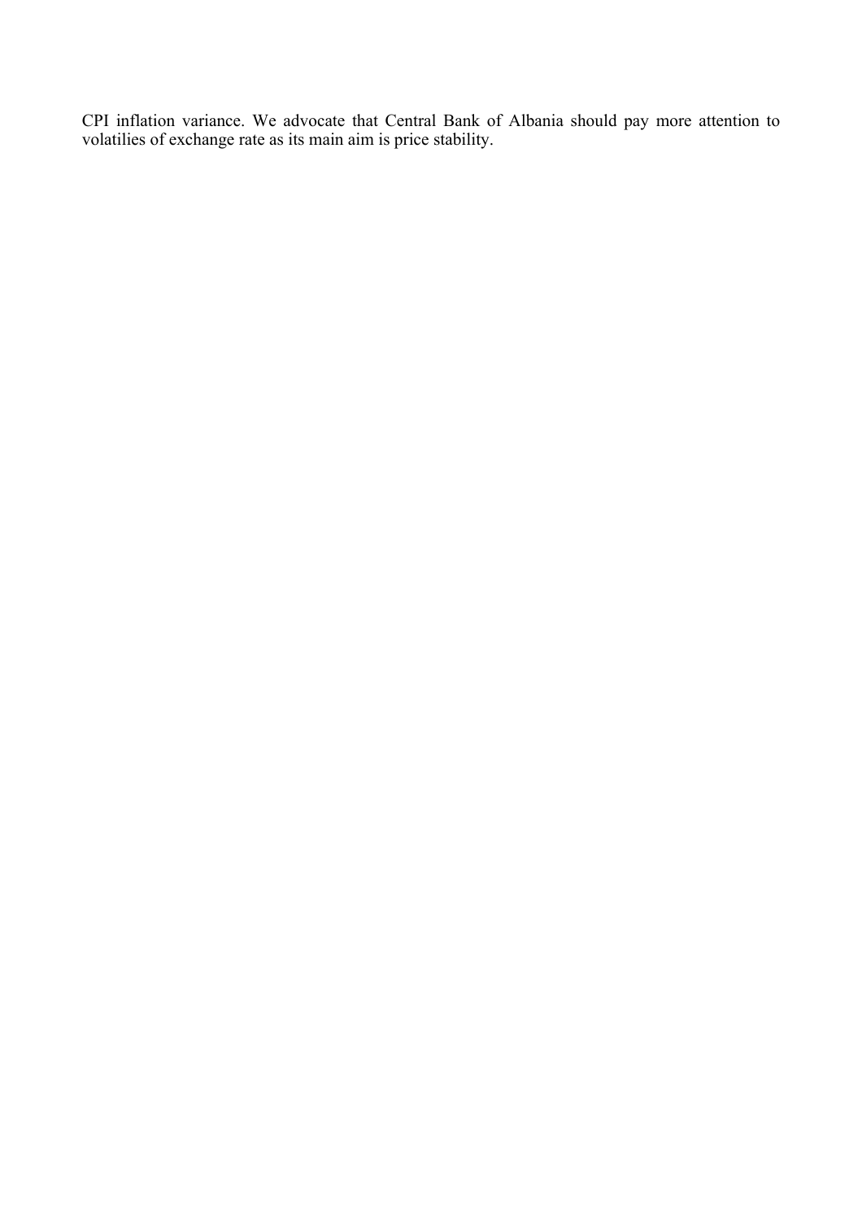CPI inflation variance. We advocate that Central Bank of Albania should pay more attention to volatilies of exchange rate as its main aim is price stability.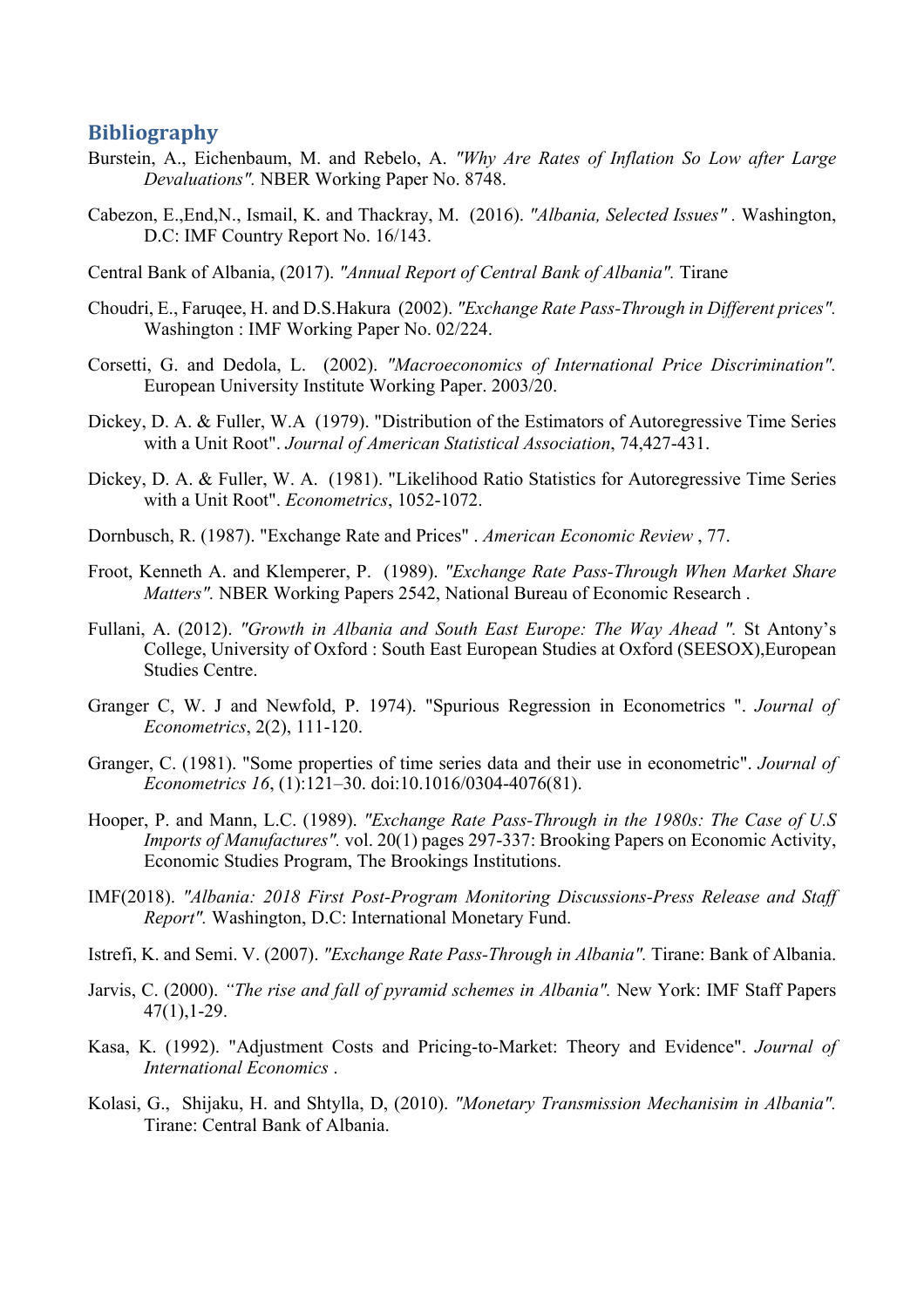## Bibliography

Burstein, A., Eichenbaum, M. and Rebelo, A. *"Why Are Rates of Inflation So Low after Large Devaluations".* NBER Working Paper No. 8748.

Cabezon, E.,End,N., Ismail, K. and Thackray, M. (2016). *"Albania, Selected Issues" .* Washington, D.C: IMF Country Report No. 16/143.

Central Bank of Albania, (2017). *"Annual Report of Central Bank of Albania".* Tirane

Choudri, E., Faruqee, H. and D.S.Hakura (2002). *"Exchange Rate Pass-Through in Different prices".* Washington : IMF Working Paper No. 02/224.

Corsetti, G. and Dedola, L. (2002). *"Macroeconomics of International Price Discrimination".* European University Institute Working Paper. 2003/20.

Dickey, D. A. & Fuller, W.A (1979). "Distribution of the Estimators of Autoregressive Time Series with a Unit Root". *Journal of American Statistical Association*, 74,427-431.

Dickey, D. A. & Fuller, W. A. (1981). "Likelihood Ratio Statistics for Autoregressive Time Series with a Unit Root". *Econometrics*, 1052-1072.

Dornbusch, R. (1987). "Exchange Rate and Prices" . *American Economic Review* , 77.

Froot, Kenneth A. and Klemperer, P. (1989). *"Exchange Rate Pass-Through When Market Share Matters".* NBER Working Papers 2542, National Bureau of Economic Research .

Fullani, A. (2012). *"Growth in Albania and South East Europe: The Way Ahead ".* St Antony's College, University of Oxford : South East European Studies at Oxford (SEESOX),European Studies Centre.

Granger C, W. J and Newfold, P. 1974). "Spurious Regression in Econometrics ". *Journal of Econometrics*, 2(2), 111-120.

Granger, C. (1981). "Some properties of time series data and their use in econometric". *Journal of Econometrics 16*, (1):121–30. doi:10.1016/0304-4076(81).

Hooper, P. and Mann, L.C. (1989). *"Exchange Rate Pass-Through in the 1980s: The Case of U.S Imports of Manufactures".* vol. 20(1) pages 297-337: Brooking Papers on Economic Activity, Economic Studies Program, The Brookings Institutions.

IMF(2018). *"Albania: 2018 First Post-Program Monitoring Discussions-Press Release and Staff Report".* Washington, D.C: International Monetary Fund.

Istrefi, K. and Semi. V. (2007). *"Exchange Rate Pass-Through in Albania".* Tirane: Bank of Albania.

Jarvis, C. (2000). *"The rise and fall of pyramid schemes in Albania".* New York: IMF Staff Papers 47(1),1-29.

Kasa, K. (1992). "Adjustment Costs and Pricing-to-Market: Theory and Evidence". *Journal of International Economics* .

Kolasi, G., Shijaku, H. and Shtylla, D, (2010). *"Monetary Transmission Mechanisim in Albania".* Tirane: Central Bank of Albania.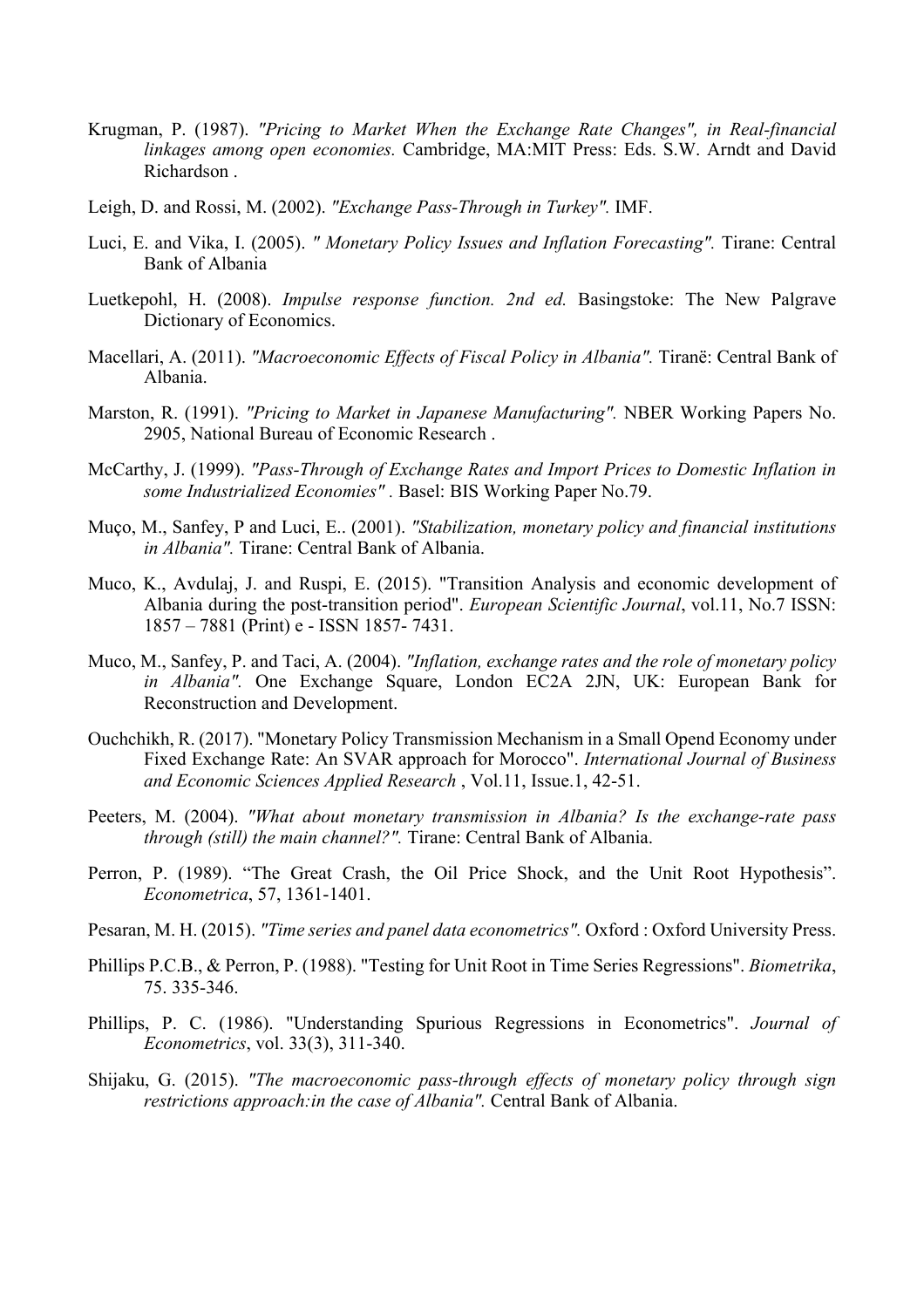Krugman, P. (1987). *"Pricing to Market When the Exchange Rate Changes", in Real-financial linkages among open economies.* Cambridge, MA:MIT Press: Eds. S.W. Arndt and David Richardson .

Leigh, D. and Rossi, M. (2002). *"Exchange Pass-Through in Turkey".* IMF.

Luci, E. and Vika, I. (2005). *" Monetary Policy Issues and Inflation Forecasting".* Tirane: Central Bank of Albania

Luetkepohl, H. (2008). *Impulse response function. 2nd ed.* Basingstoke: The New Palgrave Dictionary of Economics.

Macellari, A. (2011). *"Macroeconomic Effects of Fiscal Policy in Albania".* Tiranë: Central Bank of Albania.

Marston, R. (1991). *"Pricing to Market in Japanese Manufacturing".* NBER Working Papers No. 2905, National Bureau of Economic Research .

McCarthy, J. (1999). *"Pass-Through of Exchange Rates and Import Prices to Domestic Inflation in some Industrialized Economies" .* Basel: BIS Working Paper No.79.

Muço, M., Sanfey, P and Luci, E.. (2001). *"Stabilization, monetary policy and financial institutions in Albania".* Tirane: Central Bank of Albania.

Muco, K., Avdulaj, J. and Ruspi, E. (2015). "Transition Analysis and economic development of Albania during the post-transition period". *European Scientific Journal*, vol.11, No.7 ISSN: 1857 – 7881 (Print) e - ISSN 1857- 7431.

Muco, M., Sanfey, P. and Taci, A. (2004). *"Inflation, exchange rates and the role of monetary policy in Albania".* One Exchange Square, London EC2A 2JN, UK: European Bank for Reconstruction and Development.

Ouchchikh, R. (2017). "Monetary Policy Transmission Mechanism in a Small Opend Economy under Fixed Exchange Rate: An SVAR approach for Morocco". *International Journal of Business and Economic Sciences Applied Research* , Vol.11, Issue.1, 42-51.

Peeters, M. (2004). *"What about monetary transmission in Albania? Is the exchange-rate pass through (still) the main channel?".* Tirane: Central Bank of Albania.

Perron, P. (1989). "The Great Crash, the Oil Price Shock, and the Unit Root Hypothesis". *Econometrica*, 57, 1361-1401.

Pesaran, M. H. (2015). *"Time series and panel data econometrics".* Oxford : Oxford University Press.

Phillips P.C.B., & Perron, P. (1988). "Testing for Unit Root in Time Series Regressions". *Biometrika*, 75. 335-346.

Phillips, P. C. (1986). "Understanding Spurious Regressions in Econometrics". *Journal of Econometrics*, vol. 33(3), 311-340.

Shijaku, G. (2015). *"The macroeconomic pass-through effects of monetary policy through sign restrictions approach:in the case of Albania".* Central Bank of Albania.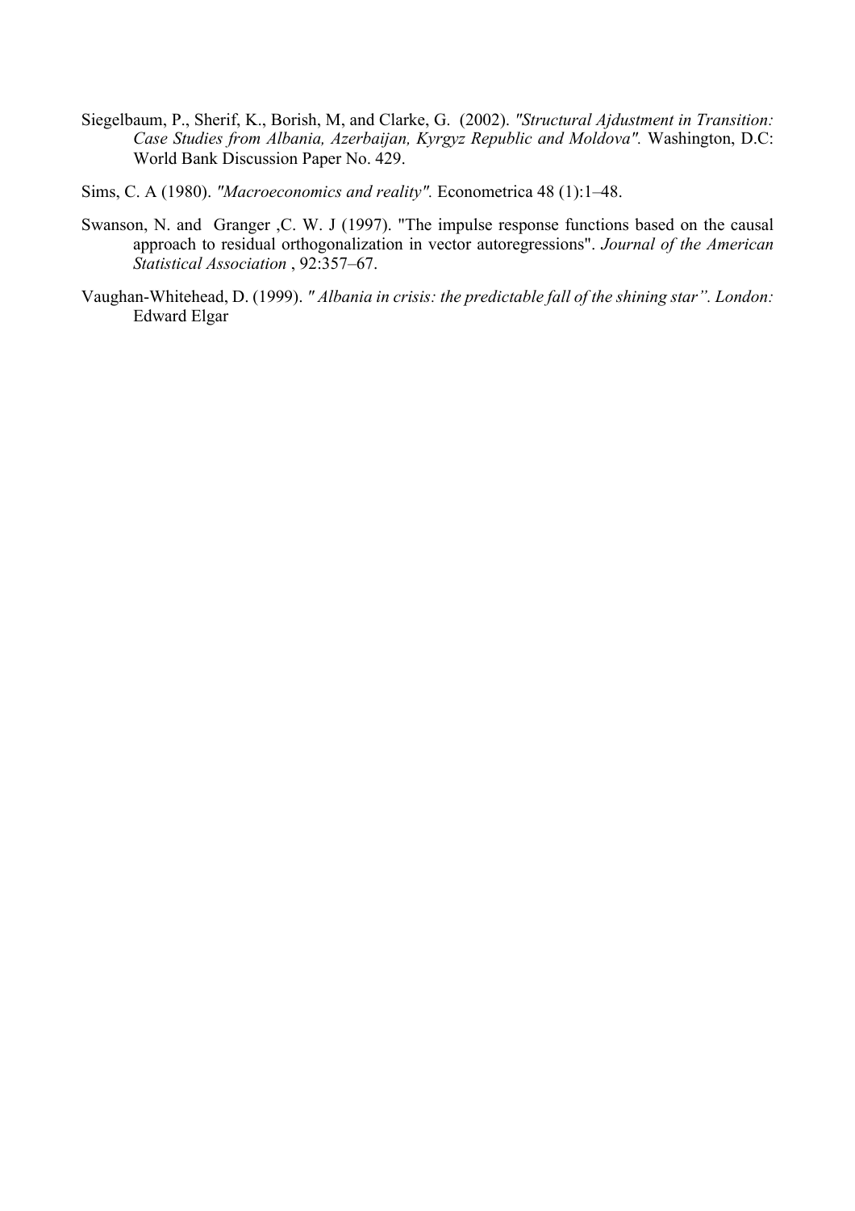Siegelbaum, P., Sherif, K., Borish, M, and Clarke, G. (2002). *"Structural Ajdustment in Transition: Case Studies from Albania, Azerbaijan, Kyrgyz Republic and Moldova".* Washington, D.C: World Bank Discussion Paper No. 429.

Sims, C. A (1980). *"Macroeconomics and reality".* Econometrica 48 (1):1–48.

Swanson, N. and Granger ,C. W. J (1997). "The impulse response functions based on the causal approach to residual orthogonalization in vector autoregressions". *Journal of the American Statistical Association* , 92:357–67.

Vaughan-Whitehead, D. (1999). *" Albania in crisis: the predictable fall of the shining star". London:* Edward Elgar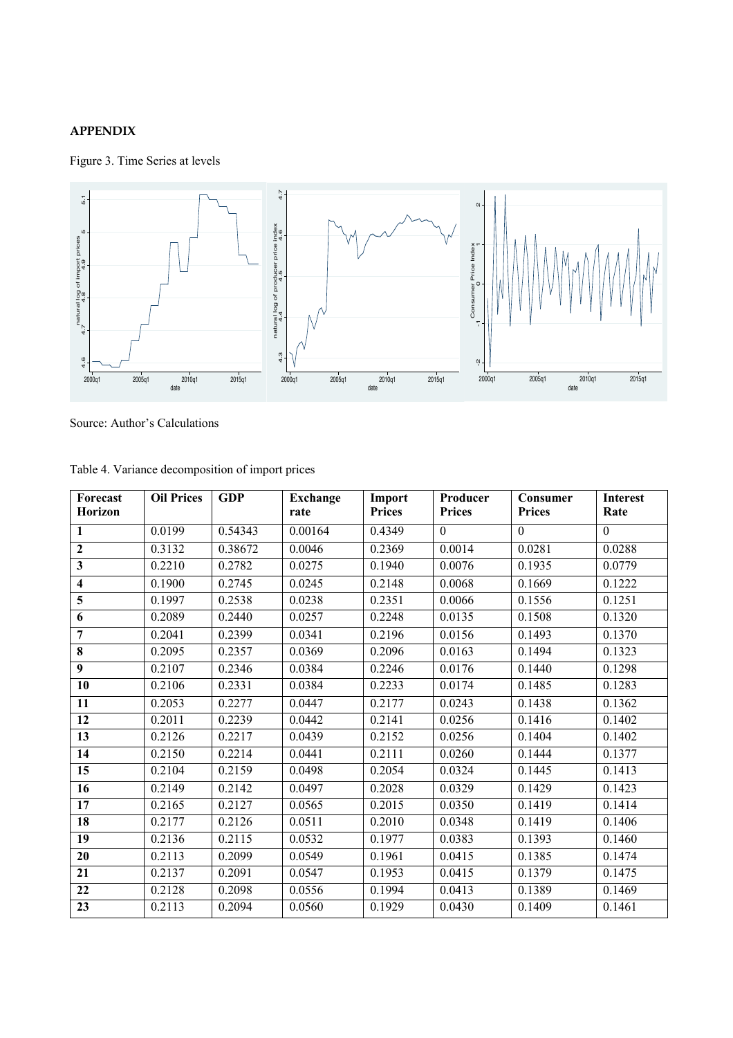## APPENDIX

Figure 3. Time Series at levels

Source: Author's Calculations

Table 4. Variance decomposition of import prices

| Forecast Horizon | Oil Prices | GDP | Exchange rate | Import Prices | Producer Prices | Consumer Prices | Interest Rate |
|---|---|---|---|---|---|---|---|
| **1** | 0.0199 | 0.54343 | 0.00164 | 0.4349 | 0 | 0 | 0 |
| **2** | 0.3132 | 0.38672 | 0.0046 | 0.2369 | 0.0014 | 0.0281 | 0.0288 |
| **3** | 0.2210 | 0.2782 | 0.0275 | 0.1940 | 0.0076 | 0.1935 | 0.0779 |
| **4** | 0.1900 | 0.2745 | 0.0245 | 0.2148 | 0.0068 | 0.1669 | 0.1222 |
| **5** | 0.1997 | 0.2538 | 0.0238 | 0.2351 | 0.0066 | 0.1556 | 0.1251 |
| **6** | 0.2089 | 0.2440 | 0.0257 | 0.2248 | 0.0135 | 0.1508 | 0.1320 |
| **7** | 0.2041 | 0.2399 | 0.0341 | 0.2196 | 0.0156 | 0.1493 | 0.1370 |
| **8** | 0.2095 | 0.2357 | 0.0369 | 0.2096 | 0.0163 | 0.1494 | 0.1323 |
| **9** | 0.2107 | 0.2346 | 0.0384 | 0.2246 | 0.0176 | 0.1440 | 0.1298 |
| **10** | 0.2106 | 0.2331 | 0.0384 | 0.2233 | 0.0174 | 0.1485 | 0.1283 |
| **11** | 0.2053 | 0.2277 | 0.0447 | 0.2177 | 0.0243 | 0.1438 | 0.1362 |
| **12** | 0.2011 | 0.2239 | 0.0442 | 0.2141 | 0.0256 | 0.1416 | 0.1402 |
| **13** | 0.2126 | 0.2217 | 0.0439 | 0.2152 | 0.0256 | 0.1404 | 0.1402 |
| **14** | 0.2150 | 0.2214 | 0.0441 | 0.2111 | 0.0260 | 0.1444 | 0.1377 |
| **15** | 0.2104 | 0.2159 | 0.0498 | 0.2054 | 0.0324 | 0.1445 | 0.1413 |
| **16** | 0.2149 | 0.2142 | 0.0497 | 0.2028 | 0.0329 | 0.1429 | 0.1423 |
| **17** | 0.2165 | 0.2127 | 0.0565 | 0.2015 | 0.0350 | 0.1419 | 0.1414 |
| **18** | 0.2177 | 0.2126 | 0.0511 | 0.2010 | 0.0348 | 0.1419 | 0.1406 |
| **19** | 0.2136 | 0.2115 | 0.0532 | 0.1977 | 0.0383 | 0.1393 | 0.1460 |
| **20** | 0.2113 | 0.2099 | 0.0549 | 0.1961 | 0.0415 | 0.1385 | 0.1474 |
| **21** | 0.2137 | 0.2091 | 0.0547 | 0.1953 | 0.0415 | 0.1379 | 0.1475 |
| **22** | 0.2128 | 0.2098 | 0.0556 | 0.1994 | 0.0413 | 0.1389 | 0.1469 |
| **23** | 0.2113 | 0.2094 | 0.0560 | 0.1929 | 0.0430 | 0.1409 | 0.1461 |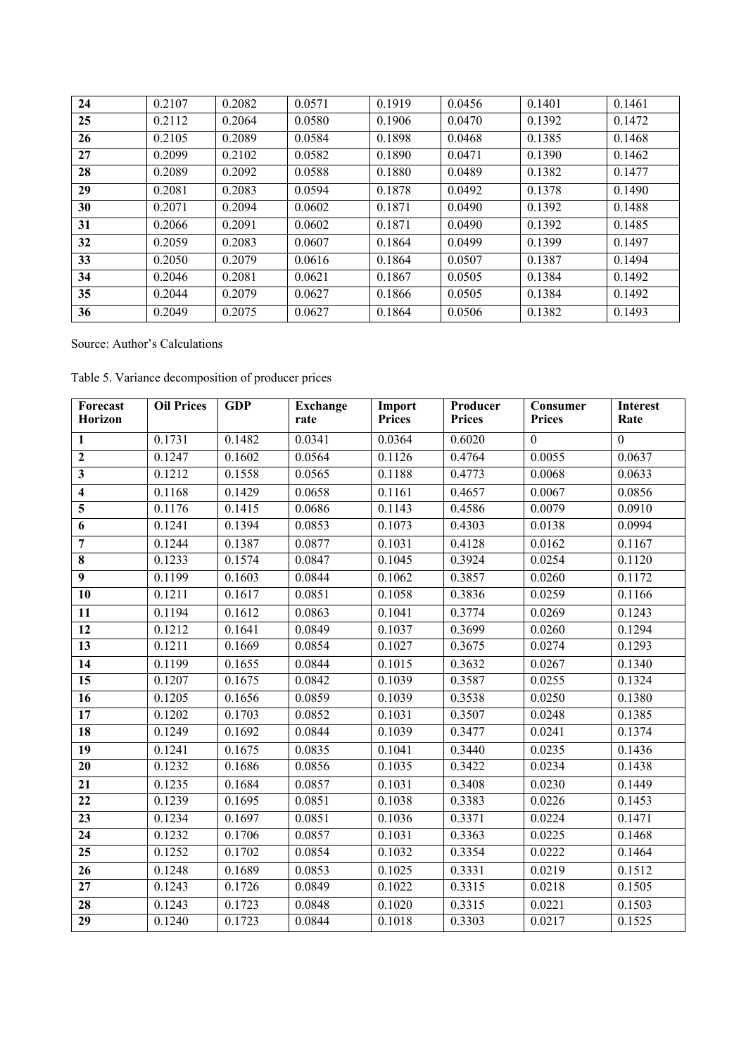| 24 | 0.2107 | 0.2082 | 0.0571 | 0.1919 | 0.0456 | 0.1401 | 0.1461 |
|---|---|---|---|---|---|---|---|
| 25 | 0.2112 | 0.2064 | 0.0580 | 0.1906 | 0.0470 | 0.1392 | 0.1472 |
| 26 | 0.2105 | 0.2089 | 0.0584 | 0.1898 | 0.0468 | 0.1385 | 0.1468 |
| 27 | 0.2099 | 0.2102 | 0.0582 | 0.1890 | 0.0471 | 0.1390 | 0.1462 |
| 28 | 0.2089 | 0.2092 | 0.0588 | 0.1880 | 0.0489 | 0.1382 | 0.1477 |
| 29 | 0.2081 | 0.2083 | 0.0594 | 0.1878 | 0.0492 | 0.1378 | 0.1490 |
| 30 | 0.2071 | 0.2094 | 0.0602 | 0.1871 | 0.0490 | 0.1392 | 0.1488 |
| 31 | 0.2066 | 0.2091 | 0.0602 | 0.1871 | 0.0490 | 0.1392 | 0.1485 |
| 32 | 0.2059 | 0.2083 | 0.0607 | 0.1864 | 0.0499 | 0.1399 | 0.1497 |
| 33 | 0.2050 | 0.2079 | 0.0616 | 0.1864 | 0.0507 | 0.1387 | 0.1494 |
| 34 | 0.2046 | 0.2081 | 0.0621 | 0.1867 | 0.0505 | 0.1384 | 0.1492 |
| 35 | 0.2044 | 0.2079 | 0.0627 | 0.1866 | 0.0505 | 0.1384 | 0.1492 |
| 36 | 0.2049 | 0.2075 | 0.0627 | 0.1864 | 0.0506 | 0.1382 | 0.1493 |

Source: Author's Calculations

Table 5. Variance decomposition of producer prices

| Forecast Horizon | Oil Prices | GDP | Exchange rate | Import Prices | Producer Prices | Consumer Prices | Interest Rate |
|---|---|---|---|---|---|---|---|
| 1 | 0.1731 | 0.1482 | 0.0341 | 0.0364 | 0.6020 | 0 | 0 |
| 2 | 0.1247 | 0.1602 | 0.0564 | 0.1126 | 0.4764 | 0.0055 | 0.0637 |
| 3 | 0.1212 | 0.1558 | 0.0565 | 0.1188 | 0.4773 | 0.0068 | 0.0633 |
| 4 | 0.1168 | 0.1429 | 0.0658 | 0.1161 | 0.4657 | 0.0067 | 0.0856 |
| 5 | 0.1176 | 0.1415 | 0.0686 | 0.1143 | 0.4586 | 0.0079 | 0.0910 |
| 6 | 0.1241 | 0.1394 | 0.0853 | 0.1073 | 0.4303 | 0.0138 | 0.0994 |
| 7 | 0.1244 | 0.1387 | 0.0877 | 0.1031 | 0.4128 | 0.0162 | 0.1167 |
| 8 | 0.1233 | 0.1574 | 0.0847 | 0.1045 | 0.3924 | 0.0254 | 0.1120 |
| 9 | 0.1199 | 0.1603 | 0.0844 | 0.1062 | 0.3857 | 0.0260 | 0.1172 |
| 10 | 0.1211 | 0.1617 | 0.0851 | 0.1058 | 0.3836 | 0.0259 | 0.1166 |
| 11 | 0.1194 | 0.1612 | 0.0863 | 0.1041 | 0.3774 | 0.0269 | 0.1243 |
| 12 | 0.1212 | 0.1641 | 0.0849 | 0.1037 | 0.3699 | 0.0260 | 0.1294 |
| 13 | 0.1211 | 0.1669 | 0.0854 | 0.1027 | 0.3675 | 0.0274 | 0.1293 |
| 14 | 0.1199 | 0.1655 | 0.0844 | 0.1015 | 0.3632 | 0.0267 | 0.1340 |
| 15 | 0.1207 | 0.1675 | 0.0842 | 0.1039 | 0.3587 | 0.0255 | 0.1324 |
| 16 | 0.1205 | 0.1656 | 0.0859 | 0.1039 | 0.3538 | 0.0250 | 0.1380 |
| 17 | 0.1202 | 0.1703 | 0.0852 | 0.1031 | 0.3507 | 0.0248 | 0.1385 |
| 18 | 0.1249 | 0.1692 | 0.0844 | 0.1039 | 0.3477 | 0.0241 | 0.1374 |
| 19 | 0.1241 | 0.1675 | 0.0835 | 0.1041 | 0.3440 | 0.0235 | 0.1436 |
| 20 | 0.1232 | 0.1686 | 0.0856 | 0.1035 | 0.3422 | 0.0234 | 0.1438 |
| 21 | 0.1235 | 0.1684 | 0.0857 | 0.1031 | 0.3408 | 0.0230 | 0.1449 |
| 22 | 0.1239 | 0.1695 | 0.0851 | 0.1038 | 0.3383 | 0.0226 | 0.1453 |
| 23 | 0.1234 | 0.1697 | 0.0851 | 0.1036 | 0.3371 | 0.0224 | 0.1471 |
| 24 | 0.1232 | 0.1706 | 0.0857 | 0.1031 | 0.3363 | 0.0225 | 0.1468 |
| 25 | 0.1252 | 0.1702 | 0.0854 | 0.1032 | 0.3354 | 0.0222 | 0.1464 |
| 26 | 0.1248 | 0.1689 | 0.0853 | 0.1025 | 0.3331 | 0.0219 | 0.1512 |
| 27 | 0.1243 | 0.1726 | 0.0849 | 0.1022 | 0.3315 | 0.0218 | 0.1505 |
| 28 | 0.1243 | 0.1723 | 0.0848 | 0.1020 | 0.3315 | 0.0221 | 0.1503 |
| 29 | 0.1240 | 0.1723 | 0.0844 | 0.1018 | 0.3303 | 0.0217 | 0.1525 |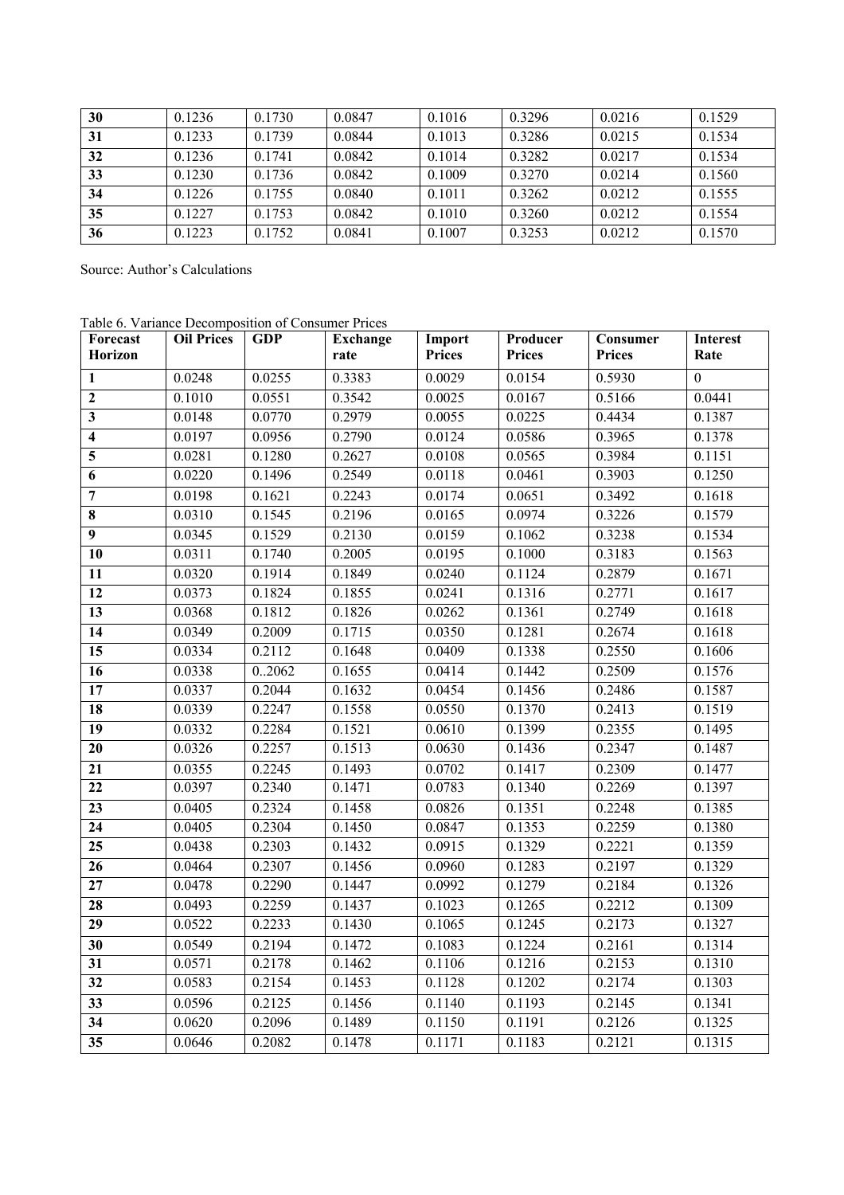| 30 | 0.1236 | 0.1730 | 0.0847 | 0.1016 | 0.3296 | 0.0216 | 0.1529 |
|---|---|---|---|---|---|---|---|
| 31 | 0.1233 | 0.1739 | 0.0844 | 0.1013 | 0.3286 | 0.0215 | 0.1534 |
| 32 | 0.1236 | 0.1741 | 0.0842 | 0.1014 | 0.3282 | 0.0217 | 0.1534 |
| 33 | 0.1230 | 0.1736 | 0.0842 | 0.1009 | 0.3270 | 0.0214 | 0.1560 |
| 34 | 0.1226 | 0.1755 | 0.0840 | 0.1011 | 0.3262 | 0.0212 | 0.1555 |
| 35 | 0.1227 | 0.1753 | 0.0842 | 0.1010 | 0.3260 | 0.0212 | 0.1554 |
| 36 | 0.1223 | 0.1752 | 0.0841 | 0.1007 | 0.3253 | 0.0212 | 0.1570 |

Source: Author's Calculations

Table 6. Variance Decomposition of Consumer Prices

| Forecast Horizon | Oil Prices | GDP | Exchange rate | Import Prices | Producer Prices | Consumer Prices | Interest Rate |
|---|---|---|---|---|---|---|---|
| 1 | 0.0248 | 0.0255 | 0.3383 | 0.0029 | 0.0154 | 0.5930 | 0 |
| 2 | 0.1010 | 0.0551 | 0.3542 | 0.0025 | 0.0167 | 0.5166 | 0.0441 |
| 3 | 0.0148 | 0.0770 | 0.2979 | 0.0055 | 0.0225 | 0.4434 | 0.1387 |
| 4 | 0.0197 | 0.0956 | 0.2790 | 0.0124 | 0.0586 | 0.3965 | 0.1378 |
| 5 | 0.0281 | 0.1280 | 0.2627 | 0.0108 | 0.0565 | 0.3984 | 0.1151 |
| 6 | 0.0220 | 0.1496 | 0.2549 | 0.0118 | 0.0461 | 0.3903 | 0.1250 |
| 7 | 0.0198 | 0.1621 | 0.2243 | 0.0174 | 0.0651 | 0.3492 | 0.1618 |
| 8 | 0.0310 | 0.1545 | 0.2196 | 0.0165 | 0.0974 | 0.3226 | 0.1579 |
| 9 | 0.0345 | 0.1529 | 0.2130 | 0.0159 | 0.1062 | 0.3238 | 0.1534 |
| 10 | 0.0311 | 0.1740 | 0.2005 | 0.0195 | 0.1000 | 0.3183 | 0.1563 |
| 11 | 0.0320 | 0.1914 | 0.1849 | 0.0240 | 0.1124 | 0.2879 | 0.1671 |
| 12 | 0.0373 | 0.1824 | 0.1855 | 0.0241 | 0.1316 | 0.2771 | 0.1617 |
| 13 | 0.0368 | 0.1812 | 0.1826 | 0.0262 | 0.1361 | 0.2749 | 0.1618 |
| 14 | 0.0349 | 0.2009 | 0.1715 | 0.0350 | 0.1281 | 0.2674 | 0.1618 |
| 15 | 0.0334 | 0.2112 | 0.1648 | 0.0409 | 0.1338 | 0.2550 | 0.1606 |
| 16 | 0.0338 | 0..2062 | 0.1655 | 0.0414 | 0.1442 | 0.2509 | 0.1576 |
| 17 | 0.0337 | 0.2044 | 0.1632 | 0.0454 | 0.1456 | 0.2486 | 0.1587 |
| 18 | 0.0339 | 0.2247 | 0.1558 | 0.0550 | 0.1370 | 0.2413 | 0.1519 |
| 19 | 0.0332 | 0.2284 | 0.1521 | 0.0610 | 0.1399 | 0.2355 | 0.1495 |
| 20 | 0.0326 | 0.2257 | 0.1513 | 0.0630 | 0.1436 | 0.2347 | 0.1487 |
| 21 | 0.0355 | 0.2245 | 0.1493 | 0.0702 | 0.1417 | 0.2309 | 0.1477 |
| 22 | 0.0397 | 0.2340 | 0.1471 | 0.0783 | 0.1340 | 0.2269 | 0.1397 |
| 23 | 0.0405 | 0.2324 | 0.1458 | 0.0826 | 0.1351 | 0.2248 | 0.1385 |
| 24 | 0.0405 | 0.2304 | 0.1450 | 0.0847 | 0.1353 | 0.2259 | 0.1380 |
| 25 | 0.0438 | 0.2303 | 0.1432 | 0.0915 | 0.1329 | 0.2221 | 0.1359 |
| 26 | 0.0464 | 0.2307 | 0.1456 | 0.0960 | 0.1283 | 0.2197 | 0.1329 |
| 27 | 0.0478 | 0.2290 | 0.1447 | 0.0992 | 0.1279 | 0.2184 | 0.1326 |
| 28 | 0.0493 | 0.2259 | 0.1437 | 0.1023 | 0.1265 | 0.2212 | 0.1309 |
| 29 | 0.0522 | 0.2233 | 0.1430 | 0.1065 | 0.1245 | 0.2173 | 0.1327 |
| 30 | 0.0549 | 0.2194 | 0.1472 | 0.1083 | 0.1224 | 0.2161 | 0.1314 |
| 31 | 0.0571 | 0.2178 | 0.1462 | 0.1106 | 0.1216 | 0.2153 | 0.1310 |
| 32 | 0.0583 | 0.2154 | 0.1453 | 0.1128 | 0.1202 | 0.2174 | 0.1303 |
| 33 | 0.0596 | 0.2125 | 0.1456 | 0.1140 | 0.1193 | 0.2145 | 0.1341 |
| 34 | 0.0620 | 0.2096 | 0.1489 | 0.1150 | 0.1191 | 0.2126 | 0.1325 |
| 35 | 0.0646 | 0.2082 | 0.1478 | 0.1171 | 0.1183 | 0.2121 | 0.1315 |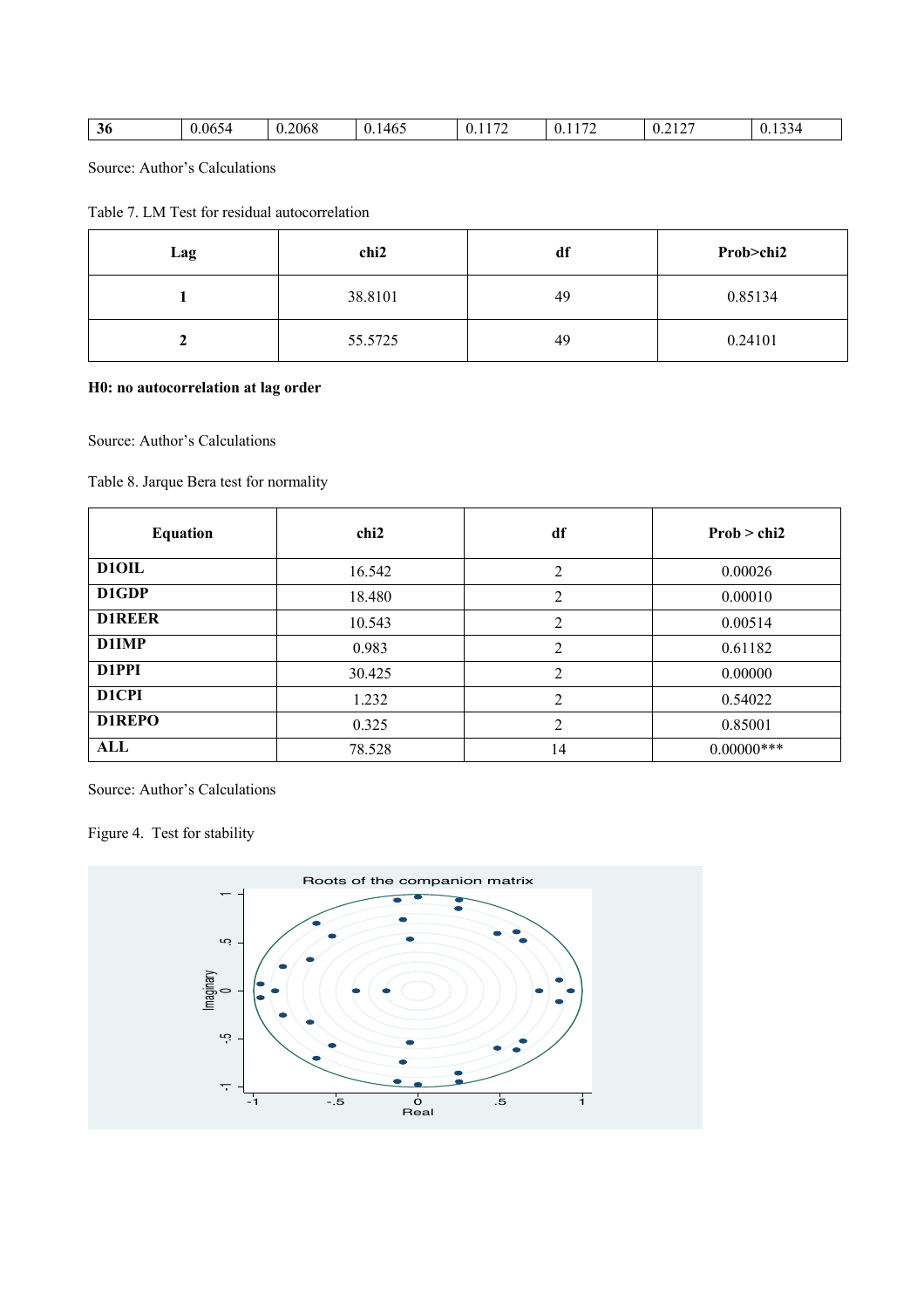| | | | | | | | |
|---|---|---|---|---|---|---|---|
| **36** | 0.0654 | 0.2068 | 0.1465 | 0.1172 | 0.1172 | 0.2127 | 0.1334 |

Source: Author's Calculations

Table 7. LM Test for residual autocorrelation

| Lag | chi2 | df | Prob>chi2 |
|---|---|---|---|
| **1** | 38.8101 | 49 | 0.85134 |
| **2** | 55.5725 | 49 | 0.24101 |

**H0: no autocorrelation at lag order**

Source: Author's Calculations

Table 8. Jarque Bera test for normality

| Equation | chi2 | df | Prob > chi2 |
|---|---|---|---|
| **D1OIL** | 16.542 | 2 | 0.00026 |
| **D1GDP** | 18.480 | 2 | 0.00010 |
| **D1REER** | 10.543 | 2 | 0.00514 |
| **D1IMP** | 0.983 | 2 | 0.61182 |
| **D1PPI** | 30.425 | 2 | 0.00000 |
| **D1CPI** | 1.232 | 2 | 0.54022 |
| **D1REPO** | 0.325 | 2 | 0.85001 |
| **ALL** | 78.528 | 14 | 0.00000*** |

Source: Author's Calculations

Figure 4. Test for stability

Roots of the companion matrix

Imaginary

1

.5

0

-.5

-1

-1 -.5 0 .5 1

Real